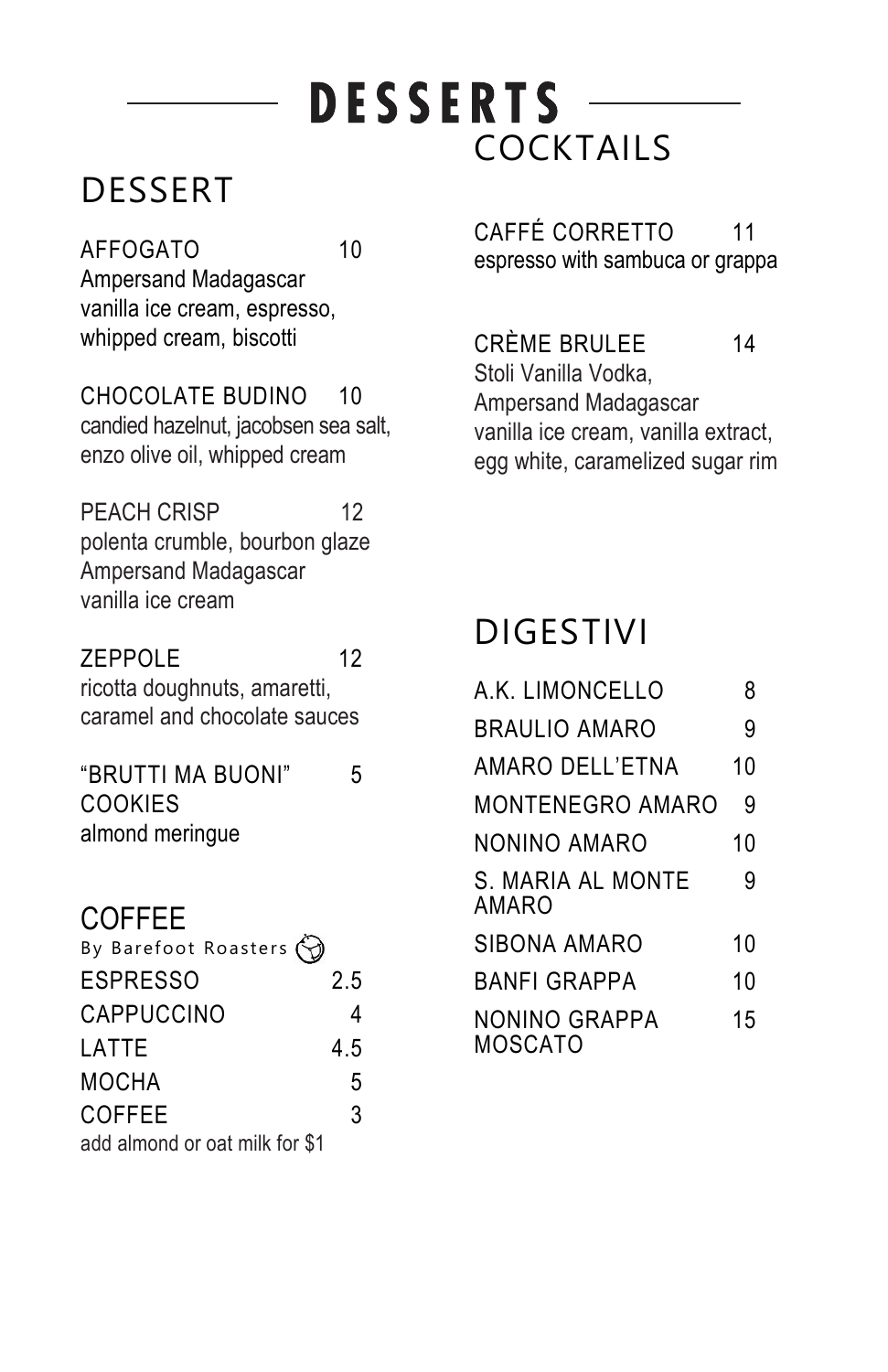# DESSERTS

## DESSERT

AFFOGATO 10
Ampersand Madagascar vanilla ice cream, espresso, whipped cream, biscotti

CHOCOLATE BUDINO 10
candied hazelnut, jacobsen sea salt, enzo olive oil, whipped cream

PEACH CRISP 12
polenta crumble, bourbon glaze Ampersand Madagascar vanilla ice cream

ZEPPOLE 12
ricotta doughnuts, amaretti, caramel and chocolate sauces

"BRUTTI MA BUONI" COOKIES 5
almond meringue

## COFFEE

By Barefoot Roasters

| | |
|---|---|
| ESPRESSO | 2.5 |
| CAPPUCCINO | 4 |
| LATTE | 4.5 |
| MOCHA | 5 |
| COFFEE | 3 |

add almond or oat milk for $1

## COCKTAILS

CAFFÉ CORRETTO 11
espresso with sambuca or grappa

CRÈME BRULEE 14
Stoli Vanilla Vodka, Ampersand Madagascar vanilla ice cream, vanilla extract, egg white, caramelized sugar rim

## DIGESTIVI

| | |
|---|---|
| A.K. LIMONCELLO | 8 |
| BRAULIO AMARO | 9 |
| AMARO DELL'ETNA | 10 |
| MONTENEGRO AMARO | 9 |
| NONINO AMARO | 10 |
| S. MARIA AL MONTE AMARO | 9 |
| SIBONA AMARO | 10 |
| BANFI GRAPPA | 10 |
| NONINO GRAPPA MOSCATO | 15 |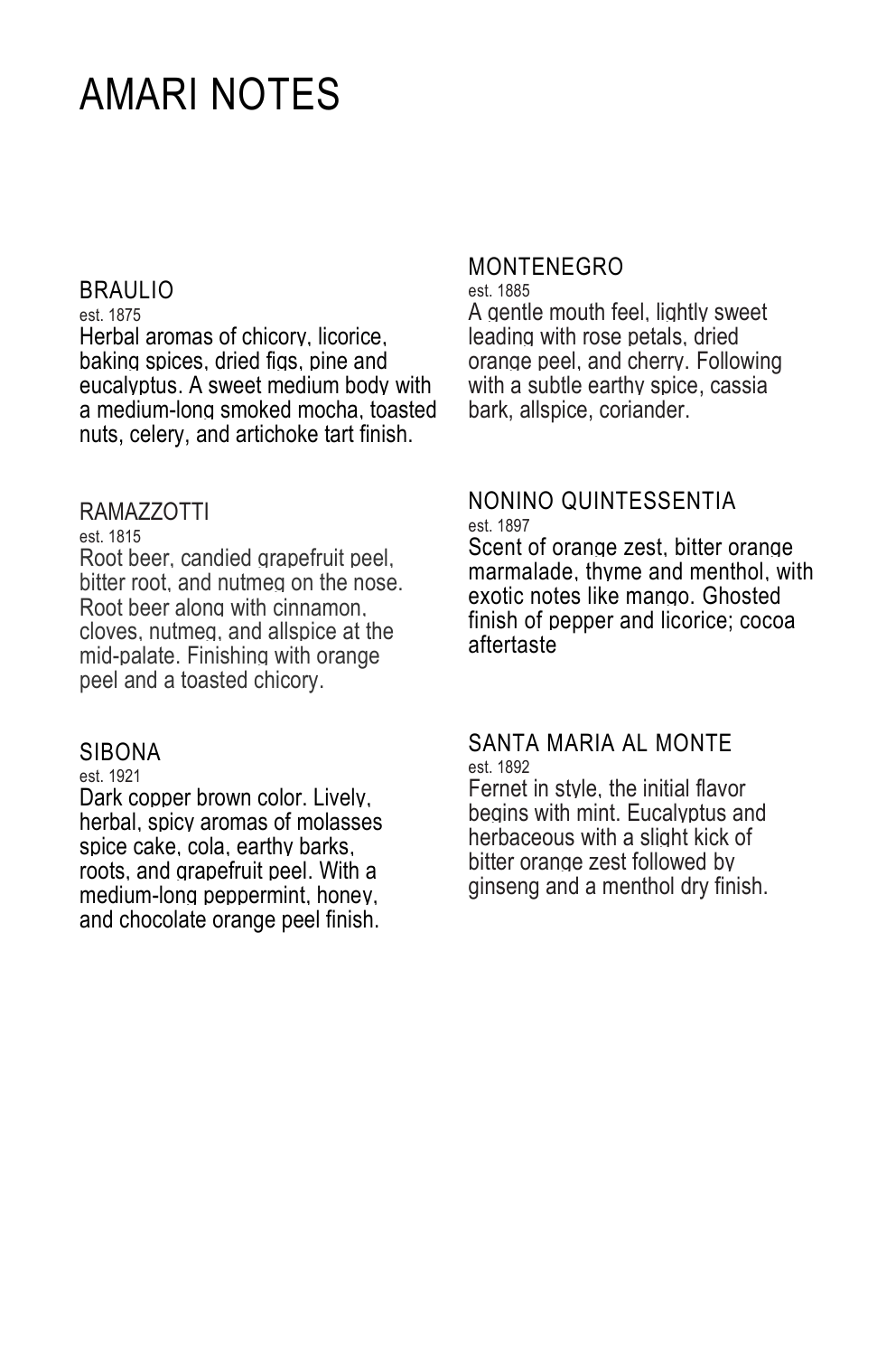# AMARI NOTES

## BRAULIO

est. 1875

Herbal aromas of chicory, licorice, baking spices, dried figs, pine and eucalyptus. A sweet medium body with a medium-long smoked mocha, toasted nuts, celery, and artichoke tart finish.

## RAMAZZOTTI

est. 1815

Root beer, candied grapefruit peel, bitter root, and nutmeg on the nose. Root beer along with cinnamon, cloves, nutmeg, and allspice at the mid-palate. Finishing with orange peel and a toasted chicory.

## SIBONA

est. 1921

Dark copper brown color. Lively, herbal, spicy aromas of molasses spice cake, cola, earthy barks, roots, and grapefruit peel. With a medium-long peppermint, honey, and chocolate orange peel finish.

## MONTENEGRO

est. 1885

A gentle mouth feel, lightly sweet leading with rose petals, dried orange peel, and cherry. Following with a subtle earthy spice, cassia bark, allspice, coriander.

## NONINO QUINTESSENTIA

est. 1897

Scent of orange zest, bitter orange marmalade, thyme and menthol, with exotic notes like mango. Ghosted finish of pepper and licorice; cocoa aftertaste

## SANTA MARIA AL MONTE

est. 1892

Fernet in style, the initial flavor begins with mint. Eucalyptus and herbaceous with a slight kick of bitter orange zest followed by ginseng and a menthol dry finish.